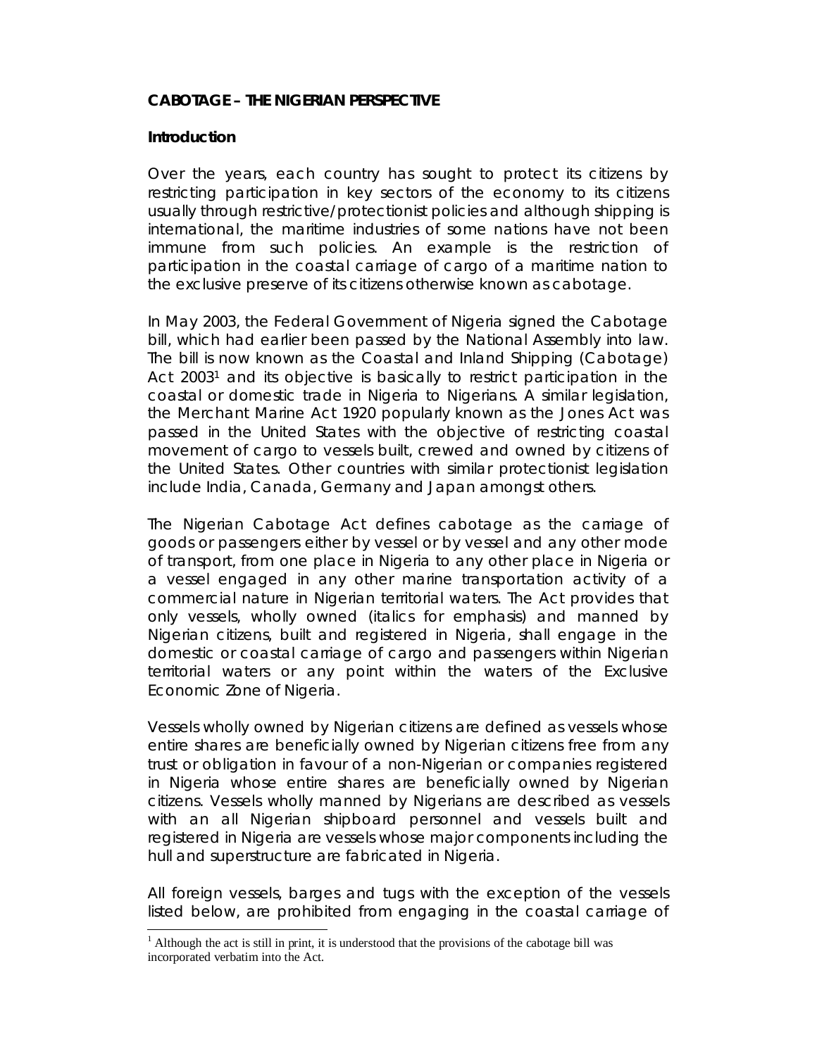**CABOTAGE – THE NIGERIAN PERSPECTIVE**

**Introduction**

Over the years, each country has sought to protect its citizens by restricting participation in key sectors of the economy to its citizens usually through restrictive/protectionist policies and although shipping is international, the maritime industries of some nations have not been immune from such policies. An example is the restriction of participation in the coastal carriage of cargo of a maritime nation to the exclusive preserve of its citizens otherwise known as cabotage.

In May 2003, the Federal Government of Nigeria signed the Cabotage bill, which had earlier been passed by the National Assembly into law. The bill is now known as the Coastal and Inland Shipping (Cabotage) Act 2003[1] and its objective is basically to restrict participation in the coastal or domestic trade in Nigeria to Nigerians. A similar legislation, the Merchant Marine Act 1920 popularly known as the Jones Act was passed in the United States with the objective of restricting coastal movement of cargo to vessels built, crewed and owned by citizens of the United States. Other countries with similar protectionist legislation include India, Canada, Germany and Japan amongst others.

The Nigerian Cabotage Act defines cabotage as the carriage of goods or passengers either by vessel or by vessel and any other mode of transport, from one place in Nigeria to any other place in Nigeria or a vessel engaged in any other marine transportation activity of a commercial nature in Nigerian territorial waters. The Act provides that only vessels, wholly owned (italics for emphasis) and manned by Nigerian citizens, built and registered in Nigeria, shall engage in the domestic or coastal carriage of cargo and passengers within Nigerian territorial waters or any point within the waters of the Exclusive Economic Zone of Nigeria.

Vessels wholly owned by Nigerian citizens are defined as vessels whose entire shares are beneficially owned by Nigerian citizens free from any trust or obligation in favour of a non-Nigerian or companies registered in Nigeria whose entire shares are beneficially owned by Nigerian citizens. Vessels wholly manned by Nigerians are described as vessels with an all Nigerian shipboard personnel and vessels built and registered in Nigeria are vessels whose major components including the hull and superstructure are fabricated in Nigeria.

All foreign vessels, barges and tugs with the exception of the vessels listed below, are prohibited from engaging in the coastal carriage of

[1] Although the act is still in print, it is understood that the provisions of the cabotage bill was incorporated verbatim into the Act.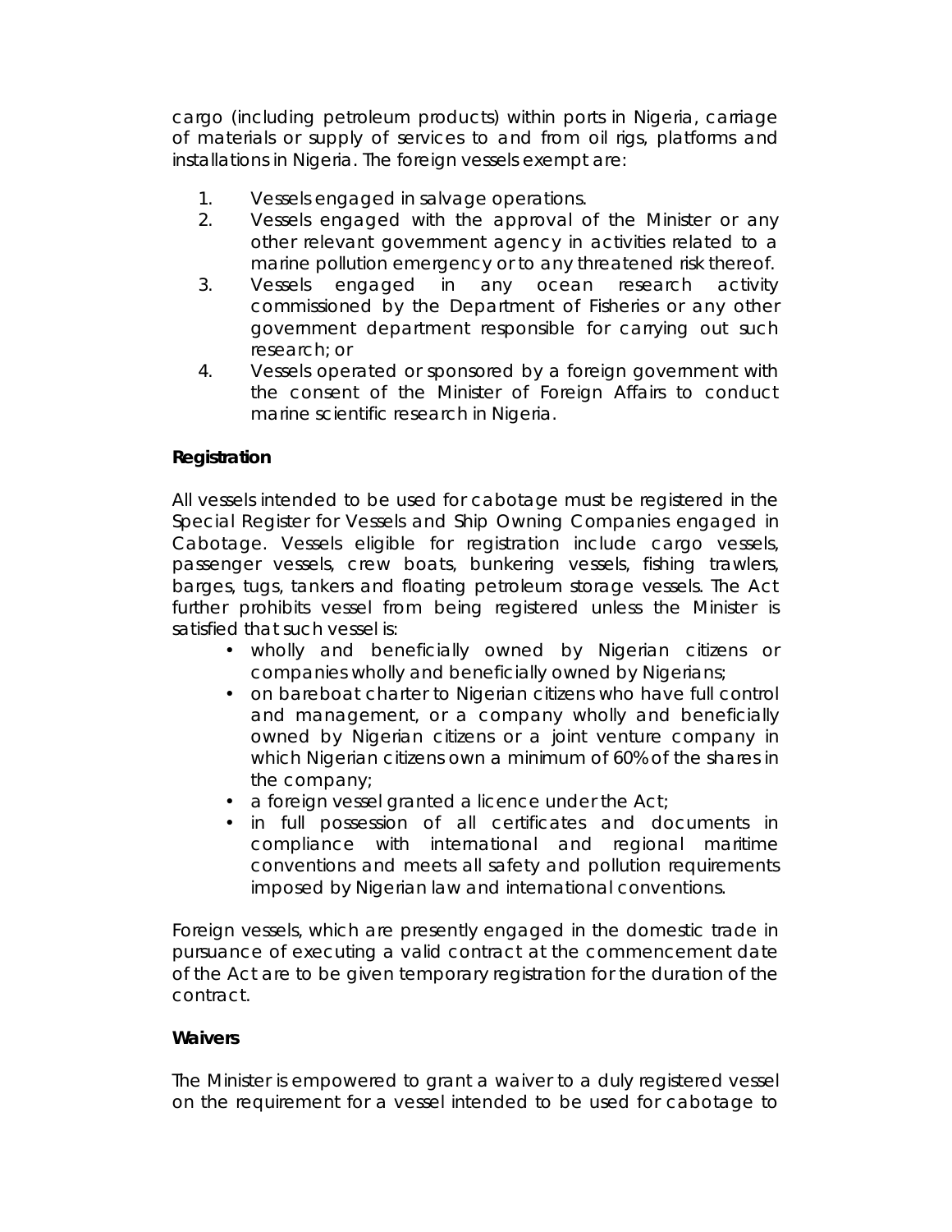cargo (including petroleum products) within ports in Nigeria, carriage of materials or supply of services to and from oil rigs, platforms and installations in Nigeria. The foreign vessels exempt are:

1. Vessels engaged in salvage operations.
2. Vessels engaged with the approval of the Minister or any other relevant government agency in activities related to a marine pollution emergency or to any threatened risk thereof.
3. Vessels engaged in any ocean research activity commissioned by the Department of Fisheries or any other government department responsible for carrying out such research; or
4. Vessels operated or sponsored by a foreign government with the consent of the Minister of Foreign Affairs to conduct marine scientific research in Nigeria.

**Registration**

All vessels intended to be used for cabotage must be registered in the Special Register for Vessels and Ship Owning Companies engaged in Cabotage. Vessels eligible for registration include cargo vessels, passenger vessels, crew boats, bunkering vessels, fishing trawlers, barges, tugs, tankers and floating petroleum storage vessels. The Act further prohibits vessel from being registered unless the Minister is satisfied that such vessel is:

- wholly and beneficially owned by Nigerian citizens or companies wholly and beneficially owned by Nigerians;
- on bareboat charter to Nigerian citizens who have full control and management, or a company wholly and beneficially owned by Nigerian citizens or a joint venture company in which Nigerian citizens own a minimum of 60% of the shares in the company;
- a foreign vessel granted a licence under the Act;
- in full possession of all certificates and documents in compliance with international and regional maritime conventions and meets all safety and pollution requirements imposed by Nigerian law and international conventions.

Foreign vessels, which are presently engaged in the domestic trade in pursuance of executing a valid contract at the commencement date of the Act are to be given temporary registration for the duration of the contract.

**Waivers**

The Minister is empowered to grant a waiver to a duly registered vessel on the requirement for a vessel intended to be used for cabotage to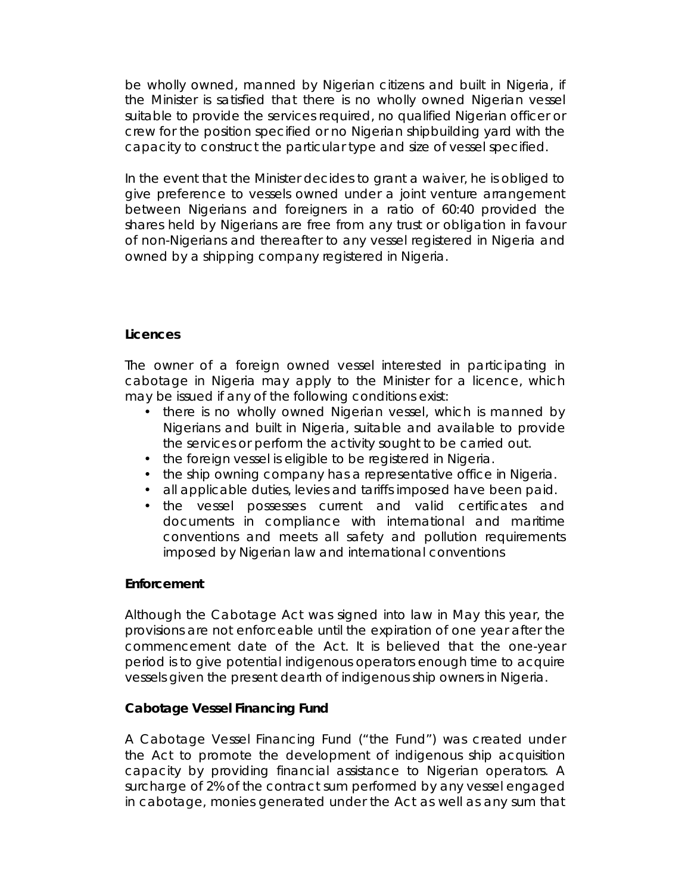be wholly owned, manned by Nigerian citizens and built in Nigeria, if the Minister is satisfied that there is no wholly owned Nigerian vessel suitable to provide the services required, no qualified Nigerian officer or crew for the position specified or no Nigerian shipbuilding yard with the capacity to construct the particular type and size of vessel specified.

In the event that the Minister decides to grant a waiver, he is obliged to give preference to vessels owned under a joint venture arrangement between Nigerians and foreigners in a ratio of 60:40 provided the shares held by Nigerians are free from any trust or obligation in favour of non-Nigerians and thereafter to any vessel registered in Nigeria and owned by a shipping company registered in Nigeria.

**Licences**

The owner of a foreign owned vessel interested in participating in cabotage in Nigeria may apply to the Minister for a licence, which may be issued if any of the following conditions exist:

- there is no wholly owned Nigerian vessel, which is manned by Nigerians and built in Nigeria, suitable and available to provide the services or perform the activity sought to be carried out.
- the foreign vessel is eligible to be registered in Nigeria.
- the ship owning company has a representative office in Nigeria.
- all applicable duties, levies and tariffs imposed have been paid.
- the vessel possesses current and valid certificates and documents in compliance with international and maritime conventions and meets all safety and pollution requirements imposed by Nigerian law and international conventions

**Enforcement**

Although the Cabotage Act was signed into law in May this year, the provisions are not enforceable until the expiration of one year after the commencement date of the Act. It is believed that the one-year period is to give potential indigenous operators enough time to acquire vessels given the present dearth of indigenous ship owners in Nigeria.

**Cabotage Vessel Financing Fund**

A Cabotage Vessel Financing Fund ("the Fund") was created under the Act to promote the development of indigenous ship acquisition capacity by providing financial assistance to Nigerian operators. A surcharge of 2% of the contract sum performed by any vessel engaged in cabotage, monies generated under the Act as well as any sum that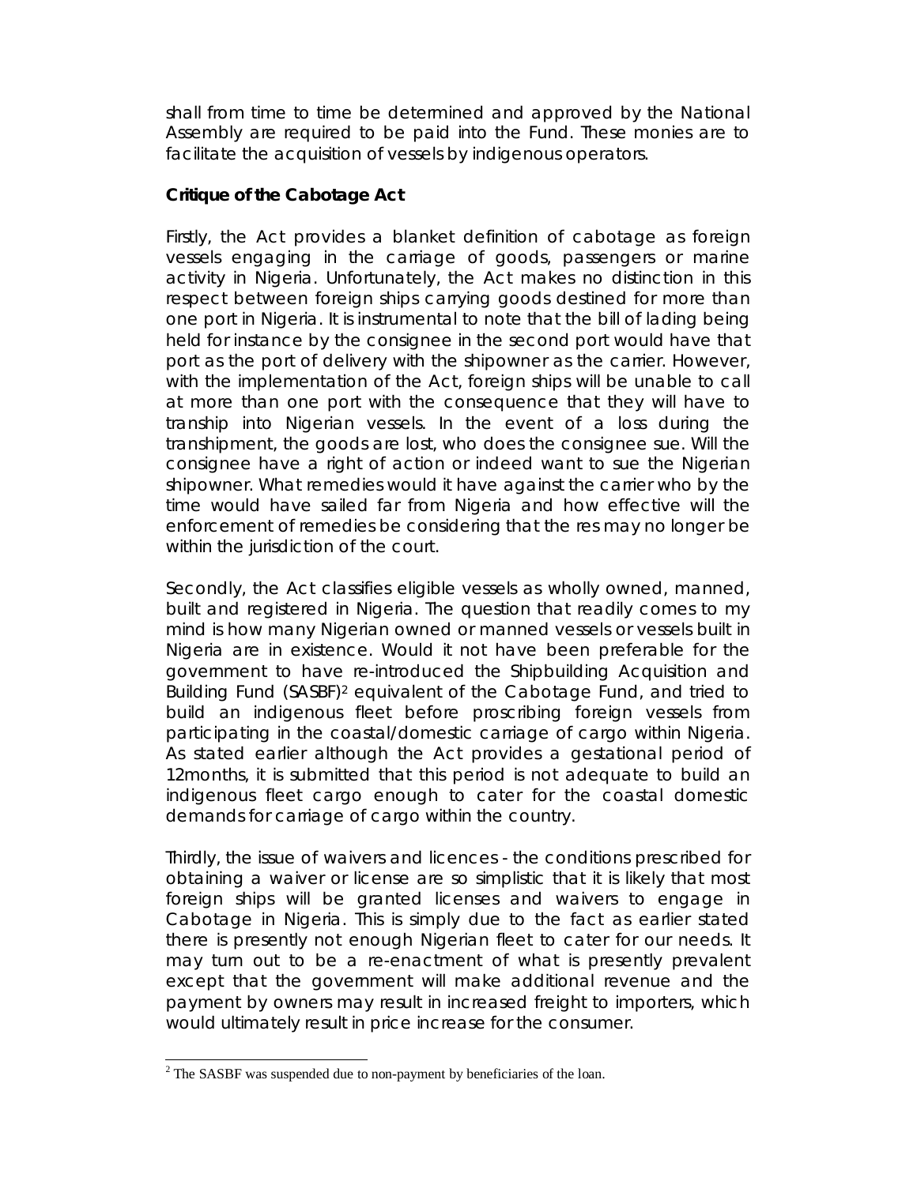shall from time to time be determined and approved by the National Assembly are required to be paid into the Fund. These monies are to facilitate the acquisition of vessels by indigenous operators.

**Critique of the Cabotage Act**

Firstly, the Act provides a blanket definition of cabotage as foreign vessels engaging in the carriage of goods, passengers or marine activity in Nigeria. Unfortunately, the Act makes no distinction in this respect between foreign ships carrying goods destined for more than one port in Nigeria. It is instrumental to note that the bill of lading being held for instance by the consignee in the second port would have that port as the port of delivery with the shipowner as the carrier. However, with the implementation of the Act, foreign ships will be unable to call at more than one port with the consequence that they will have to tranship into Nigerian vessels. In the event of a loss during the transhipment, the goods are lost, who does the consignee sue. Will the consignee have a right of action or indeed want to sue the Nigerian shipowner. What remedies would it have against the carrier who by the time would have sailed far from Nigeria and how effective will the enforcement of remedies be considering that the res may no longer be within the jurisdiction of the court.

Secondly, the Act classifies eligible vessels as wholly owned, manned, built and registered in Nigeria. The question that readily comes to my mind is how many Nigerian owned or manned vessels or vessels built in Nigeria are in existence. Would it not have been preferable for the government to have re-introduced the Shipbuilding Acquisition and Building Fund (SASBF)[2] equivalent of the Cabotage Fund, and tried to build an indigenous fleet before proscribing foreign vessels from participating in the coastal/domestic carriage of cargo within Nigeria. As stated earlier although the Act provides a gestational period of 12months, it is submitted that this period is not adequate to build an indigenous fleet cargo enough to cater for the coastal domestic demands for carriage of cargo within the country.

Thirdly, the issue of waivers and licences - the conditions prescribed for obtaining a waiver or license are so simplistic that it is likely that most foreign ships will be granted licenses and waivers to engage in Cabotage in Nigeria. This is simply due to the fact as earlier stated there is presently not enough Nigerian fleet to cater for our needs. It may turn out to be a re-enactment of what is presently prevalent except that the government will make additional revenue and the payment by owners may result in increased freight to importers, which would ultimately result in price increase for the consumer.

[2] The SASBF was suspended due to non-payment by beneficiaries of the loan.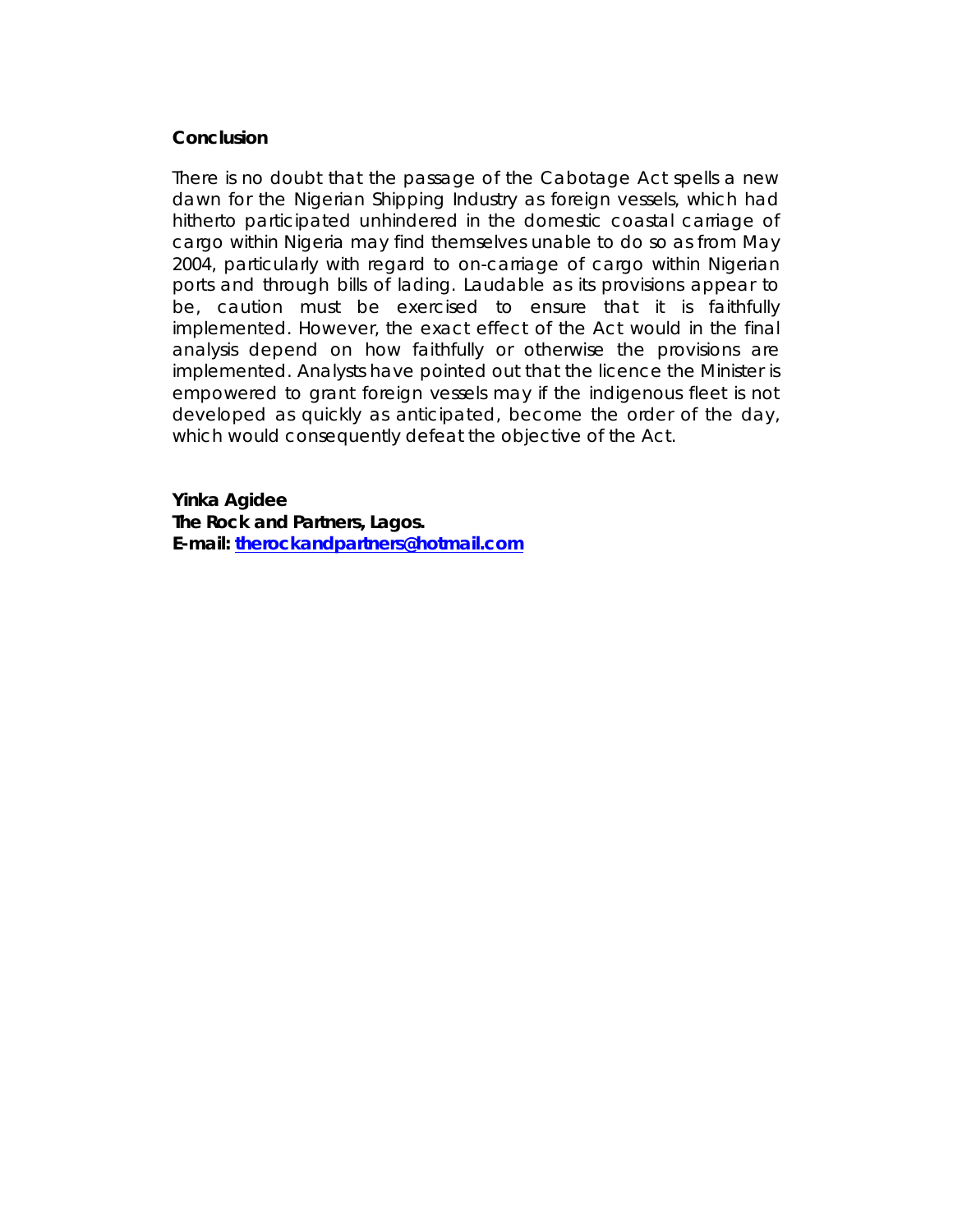**Conclusion**

There is no doubt that the passage of the Cabotage Act spells a new dawn for the Nigerian Shipping Industry as foreign vessels, which had hitherto participated unhindered in the domestic coastal carriage of cargo within Nigeria may find themselves unable to do so as from May 2004, particularly with regard to on-carriage of cargo within Nigerian ports and through bills of lading. Laudable as its provisions appear to be, caution must be exercised to ensure that it is faithfully implemented. However, the exact effect of the Act would in the final analysis depend on how faithfully or otherwise the provisions are implemented. Analysts have pointed out that the licence the Minister is empowered to grant foreign vessels may if the indigenous fleet is not developed as quickly as anticipated, become the order of the day, which would consequently defeat the objective of the Act.

**Yinka Agidee**
**The Rock and Partners, Lagos.**
**E-mail: therockandpartners@hotmail.com**